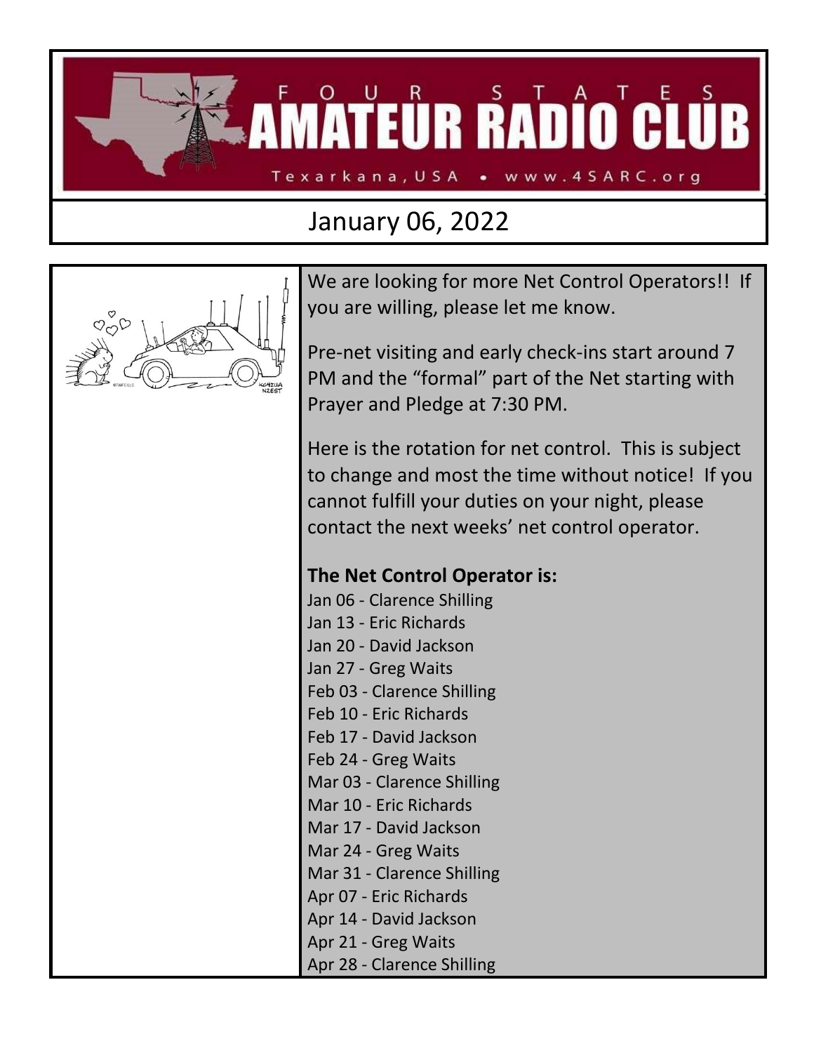# FOUR STATES AMATEUR RADIO CLUB

Texarkana, USA • www.4SARC.org

## January 06, 2022

We are looking for more Net Control Operators!! If you are willing, please let me know.

Pre-net visiting and early check-ins start around 7 PM and the "formal" part of the Net starting with Prayer and Pledge at 7:30 PM.

Here is the rotation for net control. This is subject to change and most the time without notice! If you cannot fulfill your duties on your night, please contact the next weeks' net control operator.

**The Net Control Operator is:**

Jan 06 - Clarence Shilling
Jan 13 - Eric Richards
Jan 20 - David Jackson
Jan 27 - Greg Waits
Feb 03 - Clarence Shilling
Feb 10 - Eric Richards
Feb 17 - David Jackson
Feb 24 - Greg Waits
Mar 03 - Clarence Shilling
Mar 10 - Eric Richards
Mar 17 - David Jackson
Mar 24 - Greg Waits
Mar 31 - Clarence Shilling
Apr 07 - Eric Richards
Apr 14 - David Jackson
Apr 21 - Greg Waits
Apr 28 - Clarence Shilling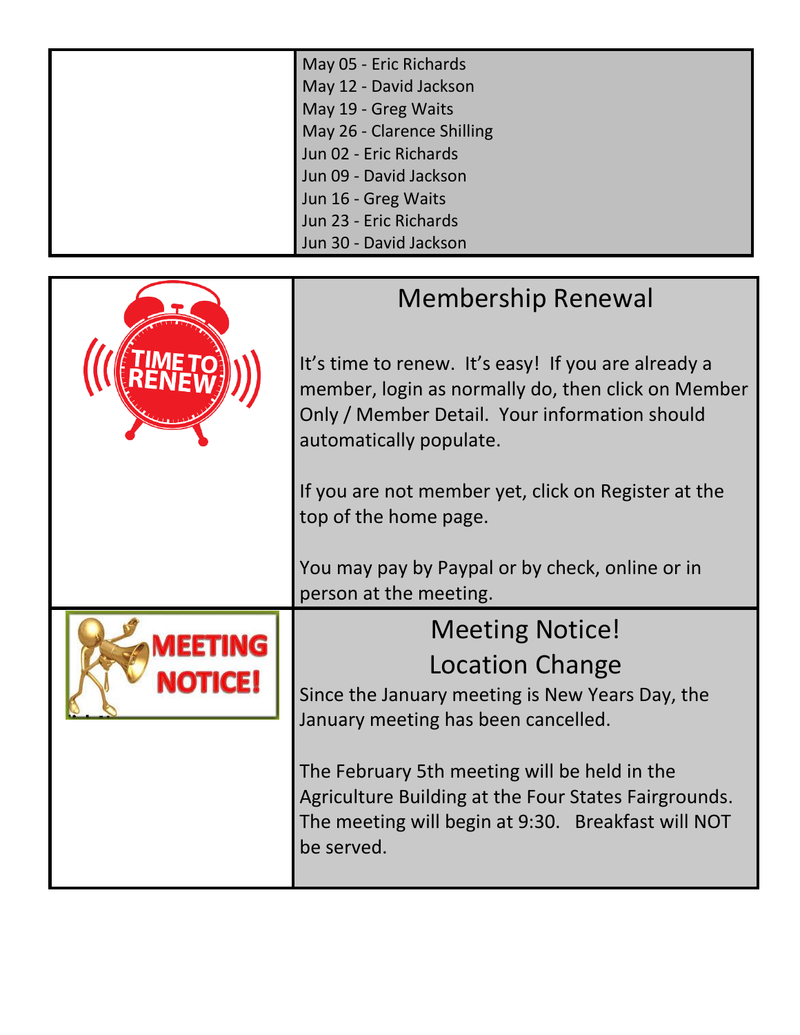May 05 - Eric Richards
May 12 - David Jackson
May 19 - Greg Waits
May 26 - Clarence Shilling
Jun 02 - Eric Richards
Jun 09 - David Jackson
Jun 16 - Greg Waits
Jun 23 - Eric Richards
Jun 30 - David Jackson

## Membership Renewal

It's time to renew. It's easy! If you are already a member, login as normally do, then click on Member Only / Member Detail. Your information should automatically populate.

If you are not member yet, click on Register at the top of the home page.

You may pay by Paypal or by check, online or in person at the meeting.

## Meeting Notice!
## Location Change

Since the January meeting is New Years Day, the January meeting has been cancelled.

The February 5th meeting will be held in the Agriculture Building at the Four States Fairgrounds. The meeting will begin at 9:30. Breakfast will NOT be served.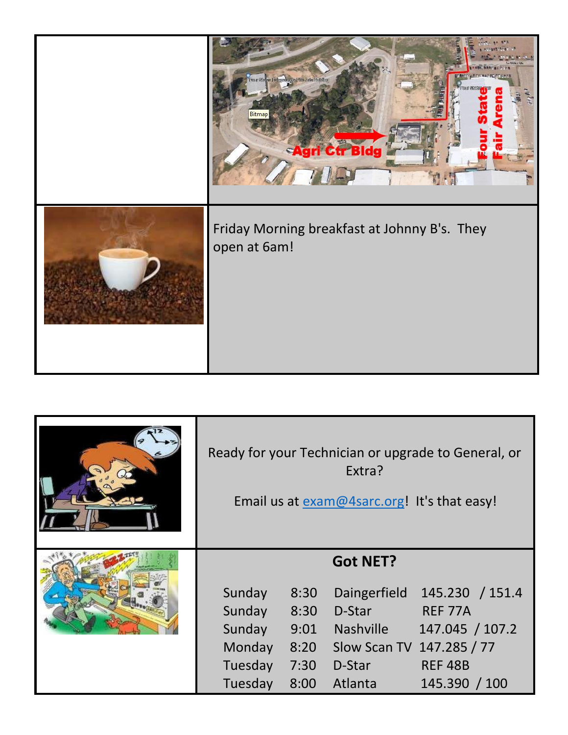Friday Morning breakfast at Johnny B's. They open at 6am!

Ready for your Technician or upgrade to General, or Extra?

Email us at exam@4sarc.org! It's that easy!

## Got NET?

| Day | Time | Net | Frequency / Tone |
|---|---|---|---|
| Sunday | 8:30 | Daingerfield | 145.230 / 151.4 |
| Sunday | 8:30 | D-Star | REF 77A |
| Sunday | 9:01 | Nashville | 147.045 / 107.2 |
| Monday | 8:20 | Slow Scan TV | 147.285 / 77 |
| Tuesday | 7:30 | D-Star | REF 48B |
| Tuesday | 8:00 | Atlanta | 145.390 / 100 |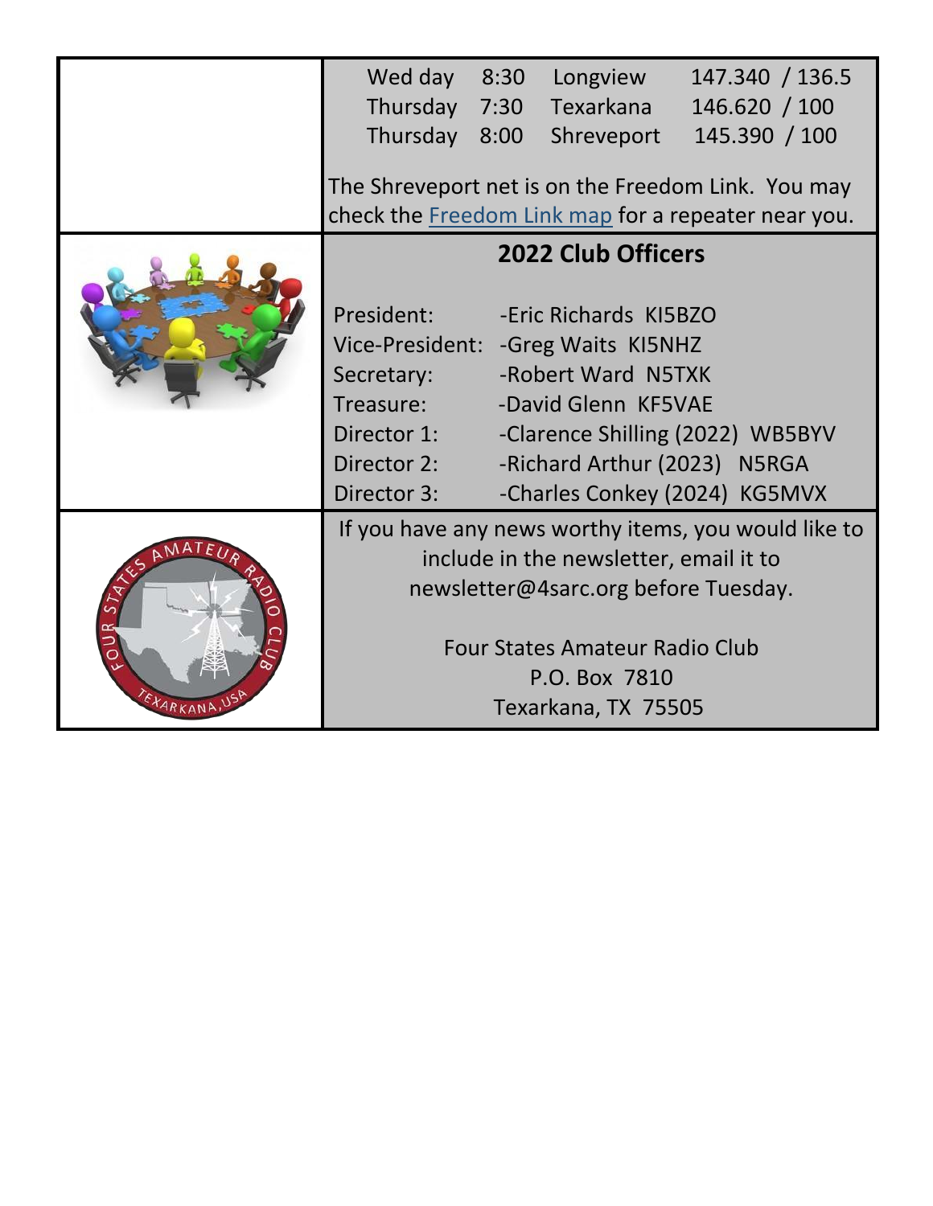| Wed day | 8:30 | Longview | 147.340 / 136.5 |
|---|---|---|---|
| Thursday | 7:30 | Texarkana | 146.620 / 100 |
| Thursday | 8:00 | Shreveport | 145.390 / 100 |

The Shreveport net is on the Freedom Link. You may check the Freedom Link map for a repeater near you.

## 2022 Club Officers

| | |
|---|---|
| President: | -Eric Richards KI5BZO |
| Vice-President: | -Greg Waits KI5NHZ |
| Secretary: | -Robert Ward N5TXK |
| Treasure: | -David Glenn KF5VAE |
| Director 1: | -Clarence Shilling (2022) WB5BYV |
| Director 2: | -Richard Arthur (2023) N5RGA |
| Director 3: | -Charles Conkey (2024) KG5MVX |

If you have any news worthy items, you would like to include in the newsletter, email it to newsletter@4sarc.org before Tuesday.

Four States Amateur Radio Club
P.O. Box 7810
Texarkana, TX 75505